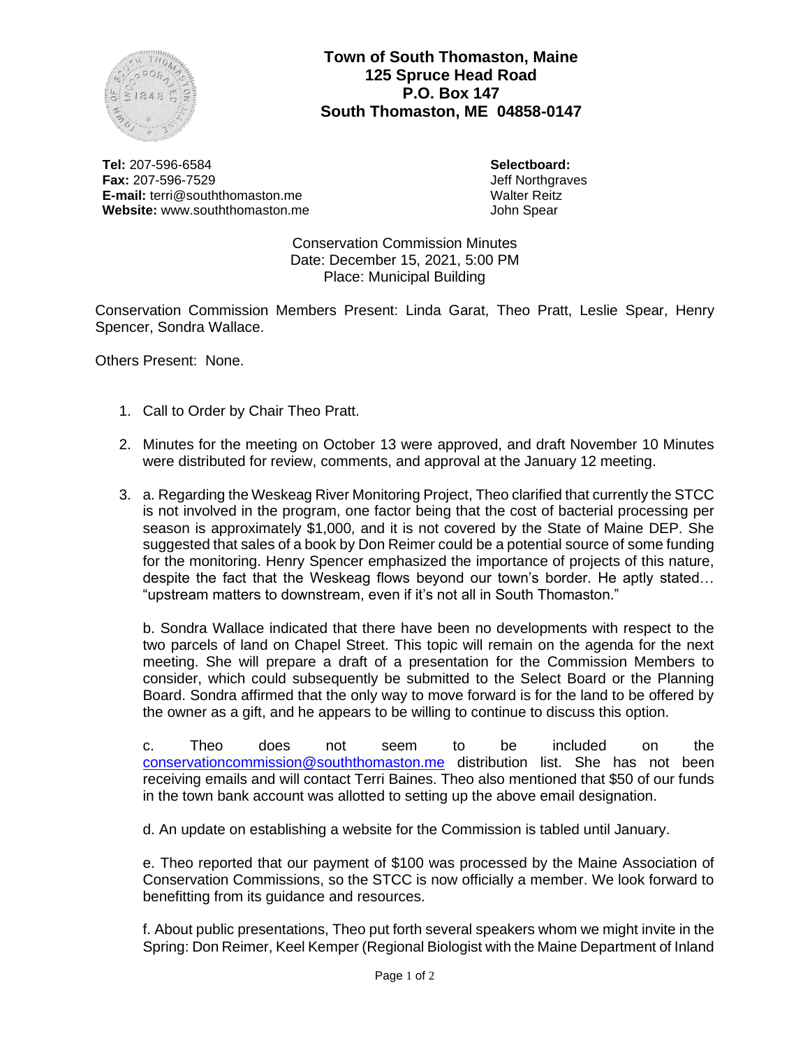# Town of South Thomaston, Maine
## 125 Spruce Head Road
## P.O. Box 147
## South Thomaston, ME 04858-0147

**Tel:** 207-596-6584
**Fax:** 207-596-7529
**E-mail:** terri@souththomaston.me
**Website:** www.souththomaston.me

**Selectboard:**
Jeff Northgraves
Walter Reitz
John Spear

Conservation Commission Minutes
Date: December 15, 2021, 5:00 PM
Place: Municipal Building

Conservation Commission Members Present: Linda Garat, Theo Pratt, Leslie Spear, Henry Spencer, Sondra Wallace.

Others Present: None.

1. Call to Order by Chair Theo Pratt.

2. Minutes for the meeting on October 13 were approved, and draft November 10 Minutes were distributed for review, comments, and approval at the January 12 meeting.

3. a. Regarding the Weskeag River Monitoring Project, Theo clarified that currently the STCC is not involved in the program, one factor being that the cost of bacterial processing per season is approximately $1,000, and it is not covered by the State of Maine DEP. She suggested that sales of a book by Don Reimer could be a potential source of some funding for the monitoring. Henry Spencer emphasized the importance of projects of this nature, despite the fact that the Weskeag flows beyond our town's border. He aptly stated… "upstream matters to downstream, even if it's not all in South Thomaston."

   b. Sondra Wallace indicated that there have been no developments with respect to the two parcels of land on Chapel Street. This topic will remain on the agenda for the next meeting. She will prepare a draft of a presentation for the Commission Members to consider, which could subsequently be submitted to the Select Board or the Planning Board. Sondra affirmed that the only way to move forward is for the land to be offered by the owner as a gift, and he appears to be willing to continue to discuss this option.

   c. Theo does not seem to be included on the conservationcommission@souththomaston.me distribution list. She has not been receiving emails and will contact Terri Baines. Theo also mentioned that $50 of our funds in the town bank account was allotted to setting up the above email designation.

   d. An update on establishing a website for the Commission is tabled until January.

   e. Theo reported that our payment of $100 was processed by the Maine Association of Conservation Commissions, so the STCC is now officially a member. We look forward to benefitting from its guidance and resources.

   f. About public presentations, Theo put forth several speakers whom we might invite in the Spring: Don Reimer, Keel Kemper (Regional Biologist with the Maine Department of Inland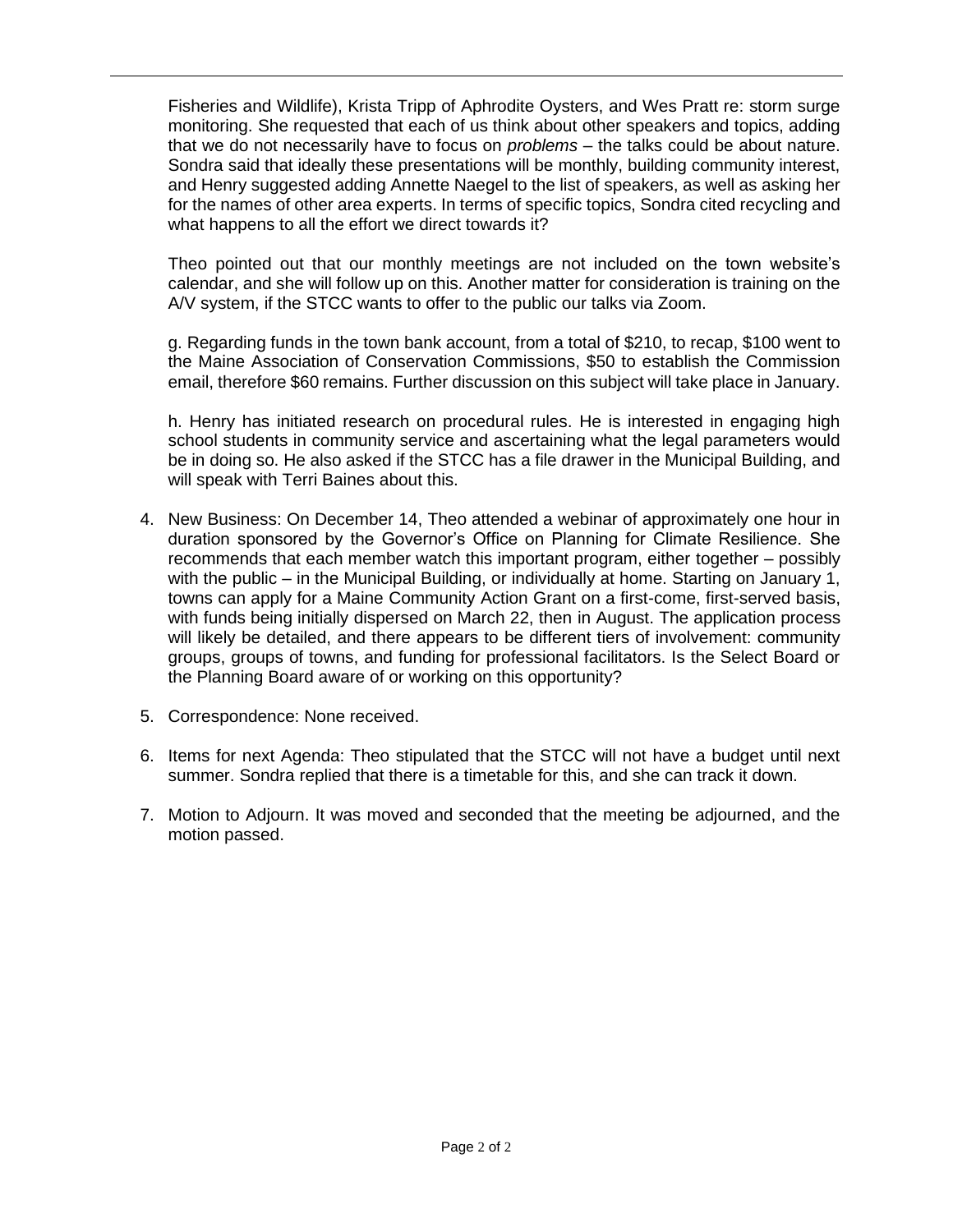Fisheries and Wildlife), Krista Tripp of Aphrodite Oysters, and Wes Pratt re: storm surge monitoring. She requested that each of us think about other speakers and topics, adding that we do not necessarily have to focus on *problems* – the talks could be about nature. Sondra said that ideally these presentations will be monthly, building community interest, and Henry suggested adding Annette Naegel to the list of speakers, as well as asking her for the names of other area experts. In terms of specific topics, Sondra cited recycling and what happens to all the effort we direct towards it?

Theo pointed out that our monthly meetings are not included on the town website's calendar, and she will follow up on this. Another matter for consideration is training on the A/V system, if the STCC wants to offer to the public our talks via Zoom.

g. Regarding funds in the town bank account, from a total of $210, to recap, $100 went to the Maine Association of Conservation Commissions, $50 to establish the Commission email, therefore $60 remains. Further discussion on this subject will take place in January.

h. Henry has initiated research on procedural rules. He is interested in engaging high school students in community service and ascertaining what the legal parameters would be in doing so. He also asked if the STCC has a file drawer in the Municipal Building, and will speak with Terri Baines about this.

4. New Business: On December 14, Theo attended a webinar of approximately one hour in duration sponsored by the Governor's Office on Planning for Climate Resilience. She recommends that each member watch this important program, either together – possibly with the public – in the Municipal Building, or individually at home. Starting on January 1, towns can apply for a Maine Community Action Grant on a first-come, first-served basis, with funds being initially dispersed on March 22, then in August. The application process will likely be detailed, and there appears to be different tiers of involvement: community groups, groups of towns, and funding for professional facilitators. Is the Select Board or the Planning Board aware of or working on this opportunity?

5. Correspondence: None received.

6. Items for next Agenda: Theo stipulated that the STCC will not have a budget until next summer. Sondra replied that there is a timetable for this, and she can track it down.

7. Motion to Adjourn. It was moved and seconded that the meeting be adjourned, and the motion passed.